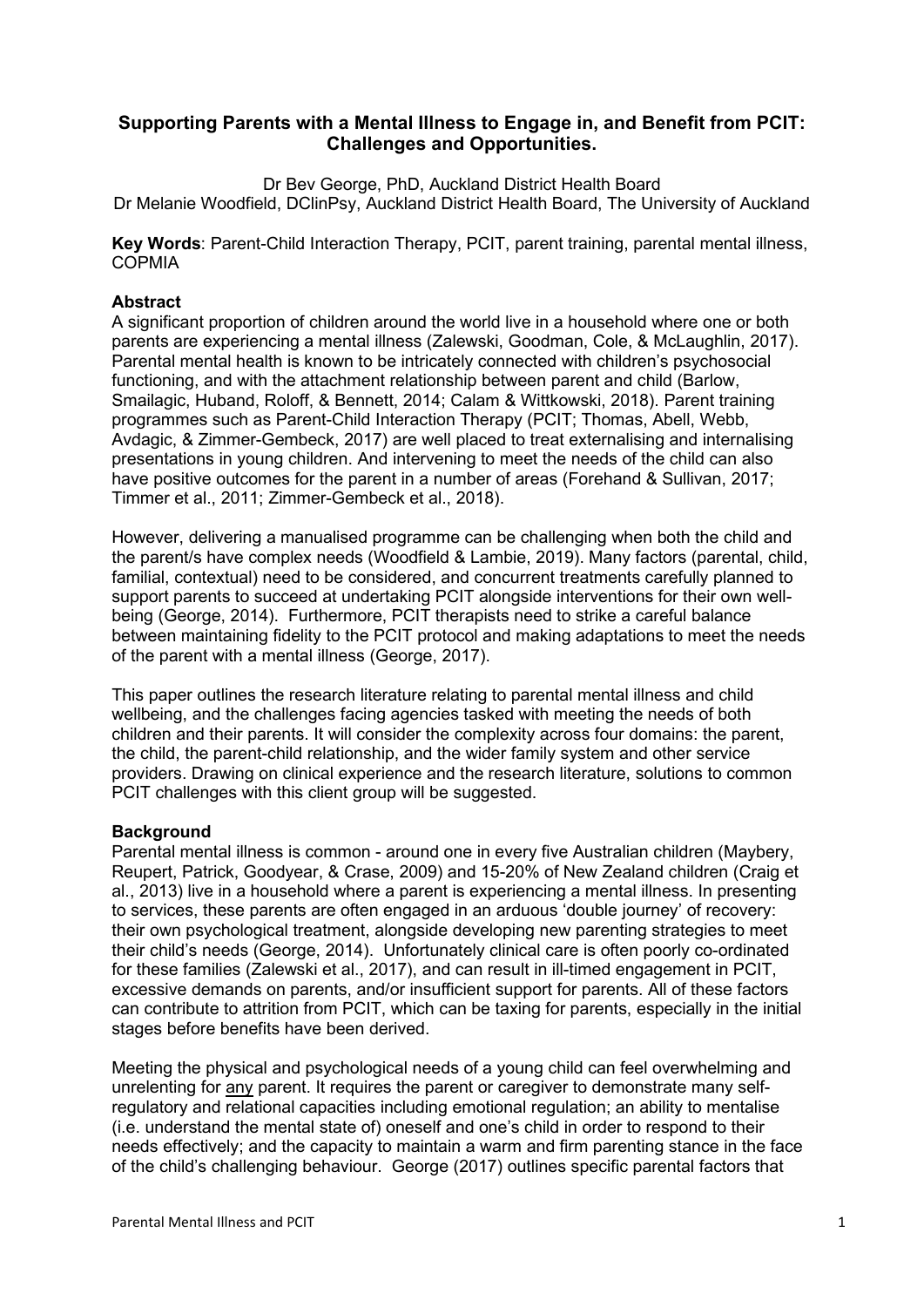# Supporting Parents with a Mental Illness to Engage in, and Benefit from PCIT: Challenges and Opportunities.

Dr Bev George, PhD, Auckland District Health Board
Dr Melanie Woodfield, DClinPsy, Auckland District Health Board, The University of Auckland

**Key Words**: Parent-Child Interaction Therapy, PCIT, parent training, parental mental illness, COPMIA

## Abstract

A significant proportion of children around the world live in a household where one or both parents are experiencing a mental illness (Zalewski, Goodman, Cole, & McLaughlin, 2017). Parental mental health is known to be intricately connected with children's psychosocial functioning, and with the attachment relationship between parent and child (Barlow, Smailagic, Huband, Roloff, & Bennett, 2014; Calam & Wittkowski, 2018). Parent training programmes such as Parent-Child Interaction Therapy (PCIT; Thomas, Abell, Webb, Avdagic, & Zimmer-Gembeck, 2017) are well placed to treat externalising and internalising presentations in young children. And intervening to meet the needs of the child can also have positive outcomes for the parent in a number of areas (Forehand & Sullivan, 2017; Timmer et al., 2011; Zimmer-Gembeck et al., 2018).

However, delivering a manualised programme can be challenging when both the child and the parent/s have complex needs (Woodfield & Lambie, 2019). Many factors (parental, child, familial, contextual) need to be considered, and concurrent treatments carefully planned to support parents to succeed at undertaking PCIT alongside interventions for their own well-being (George, 2014). Furthermore, PCIT therapists need to strike a careful balance between maintaining fidelity to the PCIT protocol and making adaptations to meet the needs of the parent with a mental illness (George, 2017).

This paper outlines the research literature relating to parental mental illness and child wellbeing, and the challenges facing agencies tasked with meeting the needs of both children and their parents. It will consider the complexity across four domains: the parent, the child, the parent-child relationship, and the wider family system and other service providers. Drawing on clinical experience and the research literature, solutions to common PCIT challenges with this client group will be suggested.

## Background

Parental mental illness is common - around one in every five Australian children (Maybery, Reupert, Patrick, Goodyear, & Crase, 2009) and 15-20% of New Zealand children (Craig et al., 2013) live in a household where a parent is experiencing a mental illness. In presenting to services, these parents are often engaged in an arduous 'double journey' of recovery: their own psychological treatment, alongside developing new parenting strategies to meet their child's needs (George, 2014). Unfortunately clinical care is often poorly co-ordinated for these families (Zalewski et al., 2017), and can result in ill-timed engagement in PCIT, excessive demands on parents, and/or insufficient support for parents. All of these factors can contribute to attrition from PCIT, which can be taxing for parents, especially in the initial stages before benefits have been derived.

Meeting the physical and psychological needs of a young child can feel overwhelming and unrelenting for <u>any</u> parent. It requires the parent or caregiver to demonstrate many self-regulatory and relational capacities including emotional regulation; an ability to mentalise (i.e. understand the mental state of) oneself and one's child in order to respond to their needs effectively; and the capacity to maintain a warm and firm parenting stance in the face of the child's challenging behaviour. George (2017) outlines specific parental factors that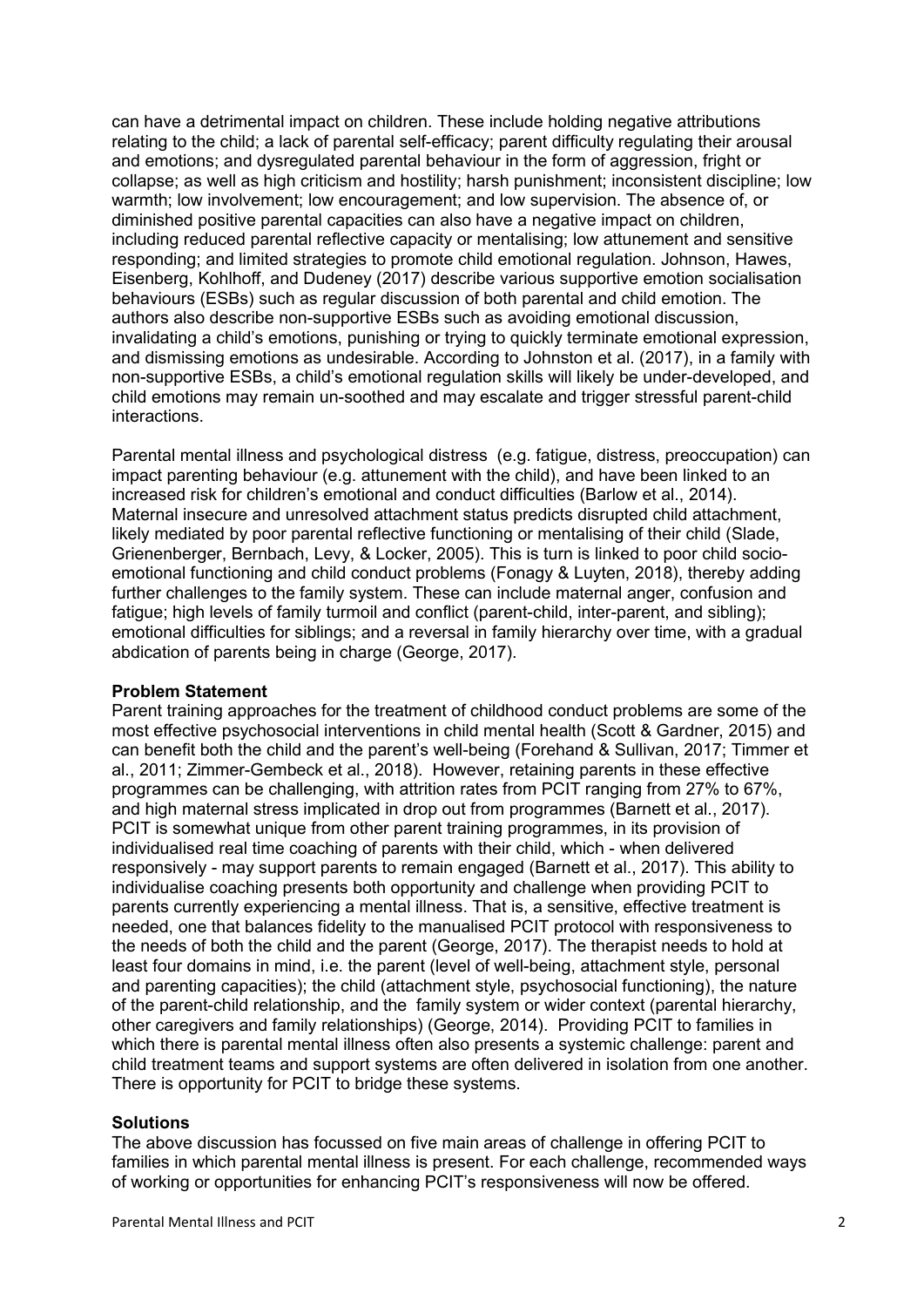can have a detrimental impact on children. These include holding negative attributions relating to the child; a lack of parental self-efficacy; parent difficulty regulating their arousal and emotions; and dysregulated parental behaviour in the form of aggression, fright or collapse; as well as high criticism and hostility; harsh punishment; inconsistent discipline; low warmth; low involvement; low encouragement; and low supervision. The absence of, or diminished positive parental capacities can also have a negative impact on children, including reduced parental reflective capacity or mentalising; low attunement and sensitive responding; and limited strategies to promote child emotional regulation. Johnson, Hawes, Eisenberg, Kohlhoff, and Dudeney (2017) describe various supportive emotion socialisation behaviours (ESBs) such as regular discussion of both parental and child emotion. The authors also describe non-supportive ESBs such as avoiding emotional discussion, invalidating a child's emotions, punishing or trying to quickly terminate emotional expression, and dismissing emotions as undesirable. According to Johnston et al. (2017), in a family with non-supportive ESBs, a child's emotional regulation skills will likely be under-developed, and child emotions may remain un-soothed and may escalate and trigger stressful parent-child interactions.

Parental mental illness and psychological distress (e.g. fatigue, distress, preoccupation) can impact parenting behaviour (e.g. attunement with the child), and have been linked to an increased risk for children's emotional and conduct difficulties (Barlow et al., 2014). Maternal insecure and unresolved attachment status predicts disrupted child attachment, likely mediated by poor parental reflective functioning or mentalising of their child (Slade, Grienenberger, Bernbach, Levy, & Locker, 2005). This is turn is linked to poor child socio-emotional functioning and child conduct problems (Fonagy & Luyten, 2018), thereby adding further challenges to the family system. These can include maternal anger, confusion and fatigue; high levels of family turmoil and conflict (parent-child, inter-parent, and sibling); emotional difficulties for siblings; and a reversal in family hierarchy over time, with a gradual abdication of parents being in charge (George, 2017).

### Problem Statement

Parent training approaches for the treatment of childhood conduct problems are some of the most effective psychosocial interventions in child mental health (Scott & Gardner, 2015) and can benefit both the child and the parent's well-being (Forehand & Sullivan, 2017; Timmer et al., 2011; Zimmer-Gembeck et al., 2018). However, retaining parents in these effective programmes can be challenging, with attrition rates from PCIT ranging from 27% to 67%, and high maternal stress implicated in drop out from programmes (Barnett et al., 2017). PCIT is somewhat unique from other parent training programmes, in its provision of individualised real time coaching of parents with their child, which - when delivered responsively - may support parents to remain engaged (Barnett et al., 2017). This ability to individualise coaching presents both opportunity and challenge when providing PCIT to parents currently experiencing a mental illness. That is, a sensitive, effective treatment is needed, one that balances fidelity to the manualised PCIT protocol with responsiveness to the needs of both the child and the parent (George, 2017). The therapist needs to hold at least four domains in mind, i.e. the parent (level of well-being, attachment style, personal and parenting capacities); the child (attachment style, psychosocial functioning), the nature of the parent-child relationship, and the family system or wider context (parental hierarchy, other caregivers and family relationships) (George, 2014). Providing PCIT to families in which there is parental mental illness often also presents a systemic challenge: parent and child treatment teams and support systems are often delivered in isolation from one another. There is opportunity for PCIT to bridge these systems.

### Solutions

The above discussion has focussed on five main areas of challenge in offering PCIT to families in which parental mental illness is present. For each challenge, recommended ways of working or opportunities for enhancing PCIT's responsiveness will now be offered.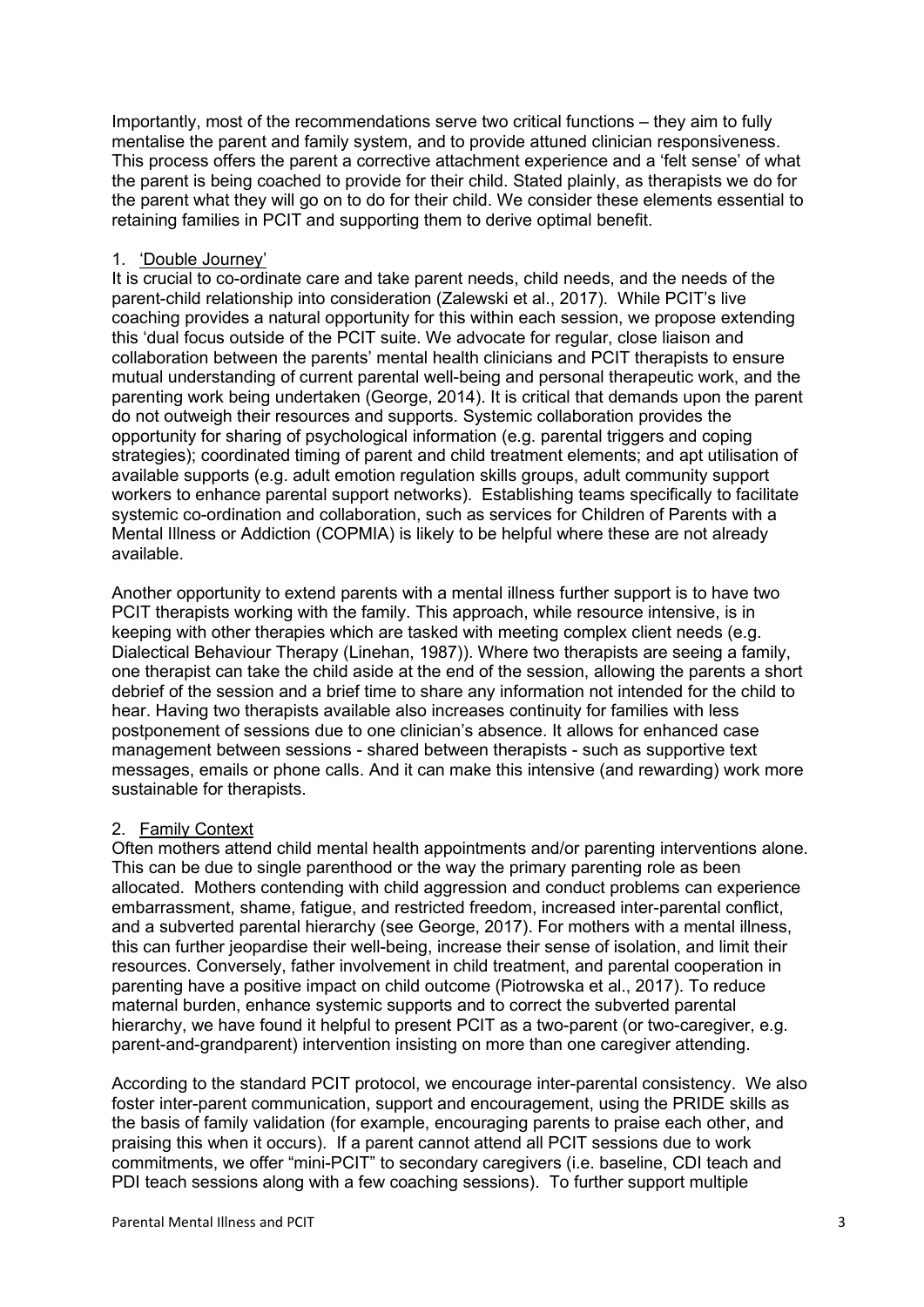Importantly, most of the recommendations serve two critical functions – they aim to fully mentalise the parent and family system, and to provide attuned clinician responsiveness. This process offers the parent a corrective attachment experience and a 'felt sense' of what the parent is being coached to provide for their child. Stated plainly, as therapists we do for the parent what they will go on to do for their child. We consider these elements essential to retaining families in PCIT and supporting them to derive optimal benefit.

1. <u>'Double Journey'</u>

It is crucial to co-ordinate care and take parent needs, child needs, and the needs of the parent-child relationship into consideration (Zalewski et al., 2017). While PCIT's live coaching provides a natural opportunity for this within each session, we propose extending this 'dual focus outside of the PCIT suite. We advocate for regular, close liaison and collaboration between the parents' mental health clinicians and PCIT therapists to ensure mutual understanding of current parental well-being and personal therapeutic work, and the parenting work being undertaken (George, 2014). It is critical that demands upon the parent do not outweigh their resources and supports. Systemic collaboration provides the opportunity for sharing of psychological information (e.g. parental triggers and coping strategies); coordinated timing of parent and child treatment elements; and apt utilisation of available supports (e.g. adult emotion regulation skills groups, adult community support workers to enhance parental support networks). Establishing teams specifically to facilitate systemic co-ordination and collaboration, such as services for Children of Parents with a Mental Illness or Addiction (COPMIA) is likely to be helpful where these are not already available.

Another opportunity to extend parents with a mental illness further support is to have two PCIT therapists working with the family. This approach, while resource intensive, is in keeping with other therapies which are tasked with meeting complex client needs (e.g. Dialectical Behaviour Therapy (Linehan, 1987)). Where two therapists are seeing a family, one therapist can take the child aside at the end of the session, allowing the parents a short debrief of the session and a brief time to share any information not intended for the child to hear. Having two therapists available also increases continuity for families with less postponement of sessions due to one clinician's absence. It allows for enhanced case management between sessions - shared between therapists - such as supportive text messages, emails or phone calls. And it can make this intensive (and rewarding) work more sustainable for therapists.

2. <u>Family Context</u>

Often mothers attend child mental health appointments and/or parenting interventions alone. This can be due to single parenthood or the way the primary parenting role as been allocated. Mothers contending with child aggression and conduct problems can experience embarrassment, shame, fatigue, and restricted freedom, increased inter-parental conflict, and a subverted parental hierarchy (see George, 2017). For mothers with a mental illness, this can further jeopardise their well-being, increase their sense of isolation, and limit their resources. Conversely, father involvement in child treatment, and parental cooperation in parenting have a positive impact on child outcome (Piotrowska et al., 2017). To reduce maternal burden, enhance systemic supports and to correct the subverted parental hierarchy, we have found it helpful to present PCIT as a two-parent (or two-caregiver, e.g. parent-and-grandparent) intervention insisting on more than one caregiver attending.

According to the standard PCIT protocol, we encourage inter-parental consistency. We also foster inter-parent communication, support and encouragement, using the PRIDE skills as the basis of family validation (for example, encouraging parents to praise each other, and praising this when it occurs). If a parent cannot attend all PCIT sessions due to work commitments, we offer "mini-PCIT" to secondary caregivers (i.e. baseline, CDI teach and PDI teach sessions along with a few coaching sessions). To further support multiple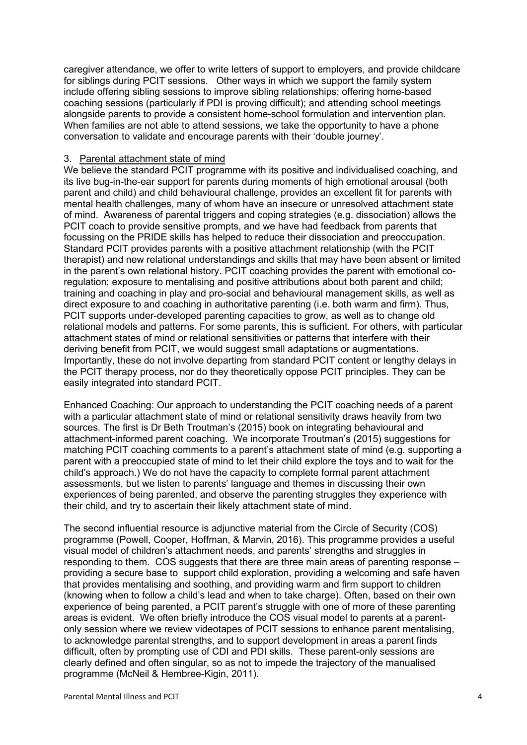caregiver attendance, we offer to write letters of support to employers, and provide childcare for siblings during PCIT sessions. Other ways in which we support the family system include offering sibling sessions to improve sibling relationships; offering home-based coaching sessions (particularly if PDI is proving difficult); and attending school meetings alongside parents to provide a consistent home-school formulation and intervention plan. When families are not able to attend sessions, we take the opportunity to have a phone conversation to validate and encourage parents with their 'double journey'.

3. Parental attachment state of mind

We believe the standard PCIT programme with its positive and individualised coaching, and its live bug-in-the-ear support for parents during moments of high emotional arousal (both parent and child) and child behavioural challenge, provides an excellent fit for parents with mental health challenges, many of whom have an insecure or unresolved attachment state of mind. Awareness of parental triggers and coping strategies (e.g. dissociation) allows the PCIT coach to provide sensitive prompts, and we have had feedback from parents that focussing on the PRIDE skills has helped to reduce their dissociation and preoccupation. Standard PCIT provides parents with a positive attachment relationship (with the PCIT therapist) and new relational understandings and skills that may have been absent or limited in the parent's own relational history. PCIT coaching provides the parent with emotional co-regulation; exposure to mentalising and positive attributions about both parent and child; training and coaching in play and pro-social and behavioural management skills, as well as direct exposure to and coaching in authoritative parenting (i.e. both warm and firm). Thus, PCIT supports under-developed parenting capacities to grow, as well as to change old relational models and patterns. For some parents, this is sufficient. For others, with particular attachment states of mind or relational sensitivities or patterns that interfere with their deriving benefit from PCIT, we would suggest small adaptations or augmentations. Importantly, these do not involve departing from standard PCIT content or lengthy delays in the PCIT therapy process, nor do they theoretically oppose PCIT principles. They can be easily integrated into standard PCIT.

Enhanced Coaching: Our approach to understanding the PCIT coaching needs of a parent with a particular attachment state of mind or relational sensitivity draws heavily from two sources. The first is Dr Beth Troutman's (2015) book on integrating behavioural and attachment-informed parent coaching. We incorporate Troutman's (2015) suggestions for matching PCIT coaching comments to a parent's attachment state of mind (e.g. supporting a parent with a preoccupied state of mind to let their child explore the toys and to wait for the child's approach.) We do not have the capacity to complete formal parent attachment assessments, but we listen to parents' language and themes in discussing their own experiences of being parented, and observe the parenting struggles they experience with their child, and try to ascertain their likely attachment state of mind.

The second influential resource is adjunctive material from the Circle of Security (COS) programme (Powell, Cooper, Hoffman, & Marvin, 2016). This programme provides a useful visual model of children's attachment needs, and parents' strengths and struggles in responding to them. COS suggests that there are three main areas of parenting response – providing a secure base to support child exploration, providing a welcoming and safe haven that provides mentalising and soothing, and providing warm and firm support to children (knowing when to follow a child's lead and when to take charge). Often, based on their own experience of being parented, a PCIT parent's struggle with one of more of these parenting areas is evident. We often briefly introduce the COS visual model to parents at a parent-only session where we review videotapes of PCIT sessions to enhance parent mentalising, to acknowledge parental strengths, and to support development in areas a parent finds difficult, often by prompting use of CDI and PDI skills. These parent-only sessions are clearly defined and often singular, so as not to impede the trajectory of the manualised programme (McNeil & Hembree-Kigin, 2011).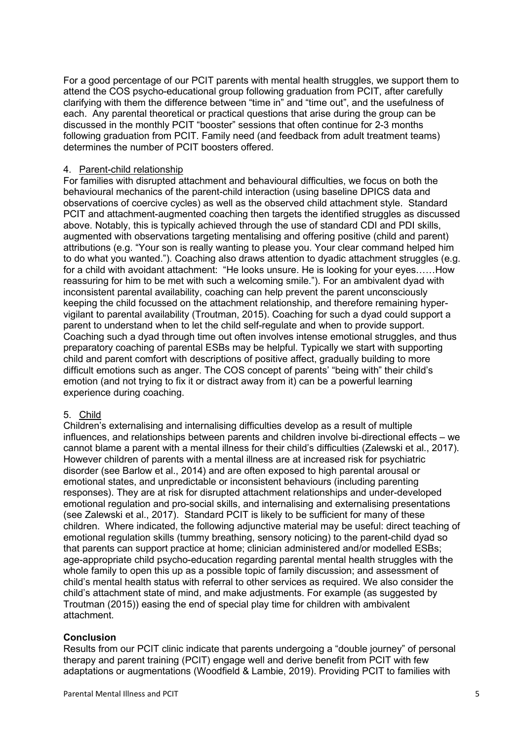For a good percentage of our PCIT parents with mental health struggles, we support them to attend the COS psycho-educational group following graduation from PCIT, after carefully clarifying with them the difference between "time in" and "time out", and the usefulness of each. Any parental theoretical or practical questions that arise during the group can be discussed in the monthly PCIT "booster" sessions that often continue for 2-3 months following graduation from PCIT. Family need (and feedback from adult treatment teams) determines the number of PCIT boosters offered.

4. Parent-child relationship

For families with disrupted attachment and behavioural difficulties, we focus on both the behavioural mechanics of the parent-child interaction (using baseline DPICS data and observations of coercive cycles) as well as the observed child attachment style. Standard PCIT and attachment-augmented coaching then targets the identified struggles as discussed above. Notably, this is typically achieved through the use of standard CDI and PDI skills, augmented with observations targeting mentalising and offering positive (child and parent) attributions (e.g. "Your son is really wanting to please you. Your clear command helped him to do what you wanted."). Coaching also draws attention to dyadic attachment struggles (e.g. for a child with avoidant attachment: "He looks unsure. He is looking for your eyes……How reassuring for him to be met with such a welcoming smile."). For an ambivalent dyad with inconsistent parental availability, coaching can help prevent the parent unconsciously keeping the child focussed on the attachment relationship, and therefore remaining hyper-vigilant to parental availability (Troutman, 2015). Coaching for such a dyad could support a parent to understand when to let the child self-regulate and when to provide support. Coaching such a dyad through time out often involves intense emotional struggles, and thus preparatory coaching of parental ESBs may be helpful. Typically we start with supporting child and parent comfort with descriptions of positive affect, gradually building to more difficult emotions such as anger. The COS concept of parents' "being with" their child's emotion (and not trying to fix it or distract away from it) can be a powerful learning experience during coaching.

5. Child

Children's externalising and internalising difficulties develop as a result of multiple influences, and relationships between parents and children involve bi-directional effects – we cannot blame a parent with a mental illness for their child's difficulties (Zalewski et al., 2017). However children of parents with a mental illness are at increased risk for psychiatric disorder (see Barlow et al., 2014) and are often exposed to high parental arousal or emotional states, and unpredictable or inconsistent behaviours (including parenting responses). They are at risk for disrupted attachment relationships and under-developed emotional regulation and pro-social skills, and internalising and externalising presentations (see Zalewski et al., 2017). Standard PCIT is likely to be sufficient for many of these children. Where indicated, the following adjunctive material may be useful: direct teaching of emotional regulation skills (tummy breathing, sensory noticing) to the parent-child dyad so that parents can support practice at home; clinician administered and/or modelled ESBs; age-appropriate child psycho-education regarding parental mental health struggles with the whole family to open this up as a possible topic of family discussion; and assessment of child's mental health status with referral to other services as required. We also consider the child's attachment state of mind, and make adjustments. For example (as suggested by Troutman (2015)) easing the end of special play time for children with ambivalent attachment.

**Conclusion**

Results from our PCIT clinic indicate that parents undergoing a "double journey" of personal therapy and parent training (PCIT) engage well and derive benefit from PCIT with few adaptations or augmentations (Woodfield & Lambie, 2019). Providing PCIT to families with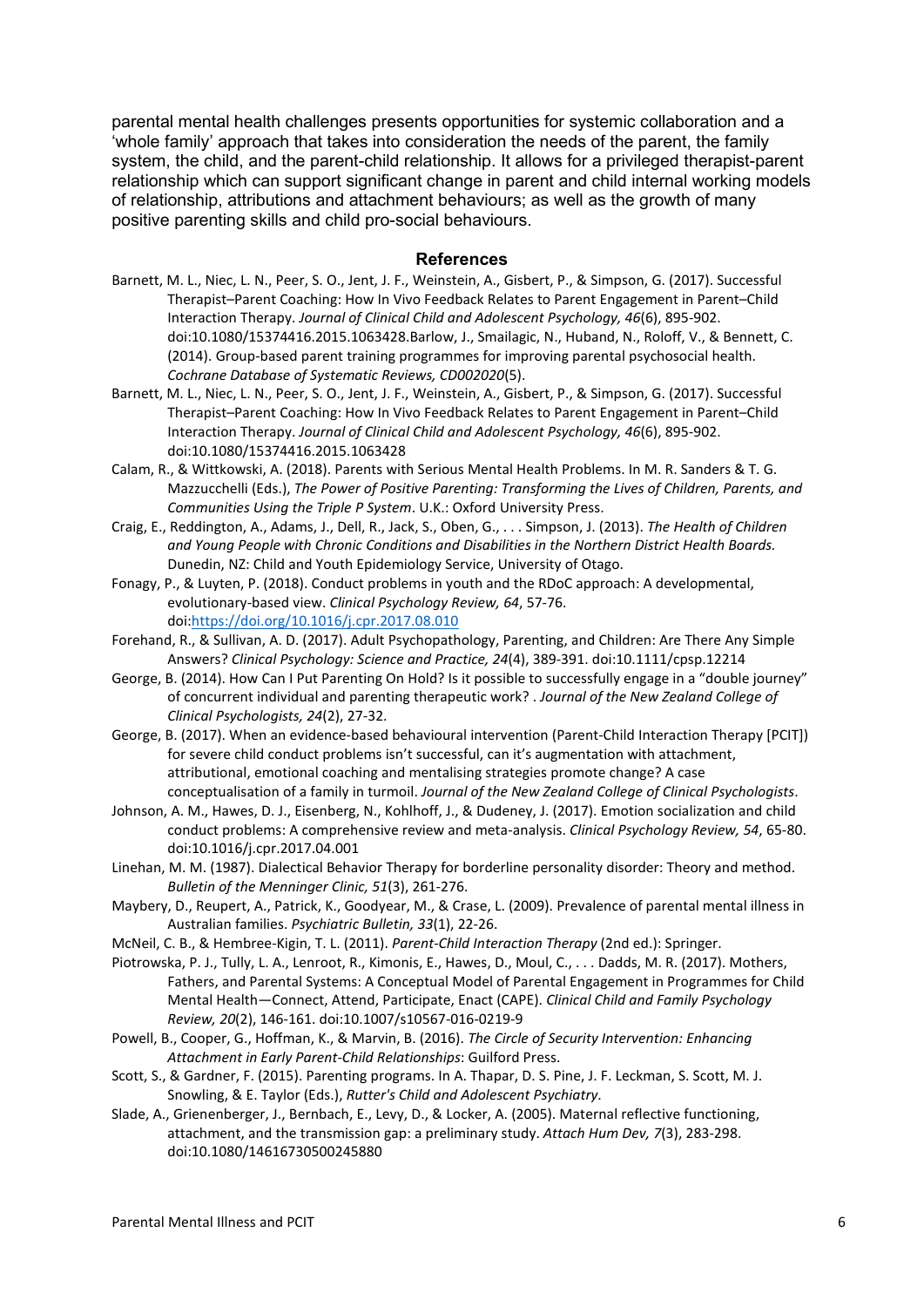parental mental health challenges presents opportunities for systemic collaboration and a 'whole family' approach that takes into consideration the needs of the parent, the family system, the child, and the parent-child relationship. It allows for a privileged therapist-parent relationship which can support significant change in parent and child internal working models of relationship, attributions and attachment behaviours; as well as the growth of many positive parenting skills and child pro-social behaviours.

## References

Barnett, M. L., Niec, L. N., Peer, S. O., Jent, J. F., Weinstein, A., Gisbert, P., & Simpson, G. (2017). Successful Therapist–Parent Coaching: How In Vivo Feedback Relates to Parent Engagement in Parent–Child Interaction Therapy. *Journal of Clinical Child and Adolescent Psychology, 46*(6), 895-902. doi:10.1080/15374416.2015.1063428.Barlow, J., Smailagic, N., Huband, N., Roloff, V., & Bennett, C. (2014). Group-based parent training programmes for improving parental psychosocial health. *Cochrane Database of Systematic Reviews, CD002020*(5).

Barnett, M. L., Niec, L. N., Peer, S. O., Jent, J. F., Weinstein, A., Gisbert, P., & Simpson, G. (2017). Successful Therapist–Parent Coaching: How In Vivo Feedback Relates to Parent Engagement in Parent–Child Interaction Therapy. *Journal of Clinical Child and Adolescent Psychology, 46*(6), 895-902. doi:10.1080/15374416.2015.1063428

Calam, R., & Wittkowski, A. (2018). Parents with Serious Mental Health Problems. In M. R. Sanders & T. G. Mazzucchelli (Eds.), *The Power of Positive Parenting: Transforming the Lives of Children, Parents, and Communities Using the Triple P System*. U.K.: Oxford University Press.

Craig, E., Reddington, A., Adams, J., Dell, R., Jack, S., Oben, G., . . . Simpson, J. (2013). *The Health of Children and Young People with Chronic Conditions and Disabilities in the Northern District Health Boards.* Dunedin, NZ: Child and Youth Epidemiology Service, University of Otago.

Fonagy, P., & Luyten, P. (2018). Conduct problems in youth and the RDoC approach: A developmental, evolutionary-based view. *Clinical Psychology Review, 64*, 57-76. doi:https://doi.org/10.1016/j.cpr.2017.08.010

Forehand, R., & Sullivan, A. D. (2017). Adult Psychopathology, Parenting, and Children: Are There Any Simple Answers? *Clinical Psychology: Science and Practice, 24*(4), 389-391. doi:10.1111/cpsp.12214

George, B. (2014). How Can I Put Parenting On Hold? Is it possible to successfully engage in a "double journey" of concurrent individual and parenting therapeutic work? . *Journal of the New Zealand College of Clinical Psychologists, 24*(2), 27-32.

George, B. (2017). When an evidence-based behavioural intervention (Parent-Child Interaction Therapy [PCIT]) for severe child conduct problems isn't successful, can it's augmentation with attachment, attributional, emotional coaching and mentalising strategies promote change? A case conceptualisation of a family in turmoil. *Journal of the New Zealand College of Clinical Psychologists*.

Johnson, A. M., Hawes, D. J., Eisenberg, N., Kohlhoff, J., & Dudeney, J. (2017). Emotion socialization and child conduct problems: A comprehensive review and meta-analysis. *Clinical Psychology Review, 54*, 65-80. doi:10.1016/j.cpr.2017.04.001

Linehan, M. M. (1987). Dialectical Behavior Therapy for borderline personality disorder: Theory and method. *Bulletin of the Menninger Clinic, 51*(3), 261-276.

Maybery, D., Reupert, A., Patrick, K., Goodyear, M., & Crase, L. (2009). Prevalence of parental mental illness in Australian families. *Psychiatric Bulletin, 33*(1), 22-26.

McNeil, C. B., & Hembree-Kigin, T. L. (2011). *Parent-Child Interaction Therapy* (2nd ed.): Springer.

Piotrowska, P. J., Tully, L. A., Lenroot, R., Kimonis, E., Hawes, D., Moul, C., . . . Dadds, M. R. (2017). Mothers, Fathers, and Parental Systems: A Conceptual Model of Parental Engagement in Programmes for Child Mental Health—Connect, Attend, Participate, Enact (CAPE). *Clinical Child and Family Psychology Review, 20*(2), 146-161. doi:10.1007/s10567-016-0219-9

Powell, B., Cooper, G., Hoffman, K., & Marvin, B. (2016). *The Circle of Security Intervention: Enhancing Attachment in Early Parent-Child Relationships*: Guilford Press.

Scott, S., & Gardner, F. (2015). Parenting programs. In A. Thapar, D. S. Pine, J. F. Leckman, S. Scott, M. J. Snowling, & E. Taylor (Eds.), *Rutter's Child and Adolescent Psychiatry*.

Slade, A., Grienenberger, J., Bernbach, E., Levy, D., & Locker, A. (2005). Maternal reflective functioning, attachment, and the transmission gap: a preliminary study. *Attach Hum Dev, 7*(3), 283-298. doi:10.1080/14616730500245880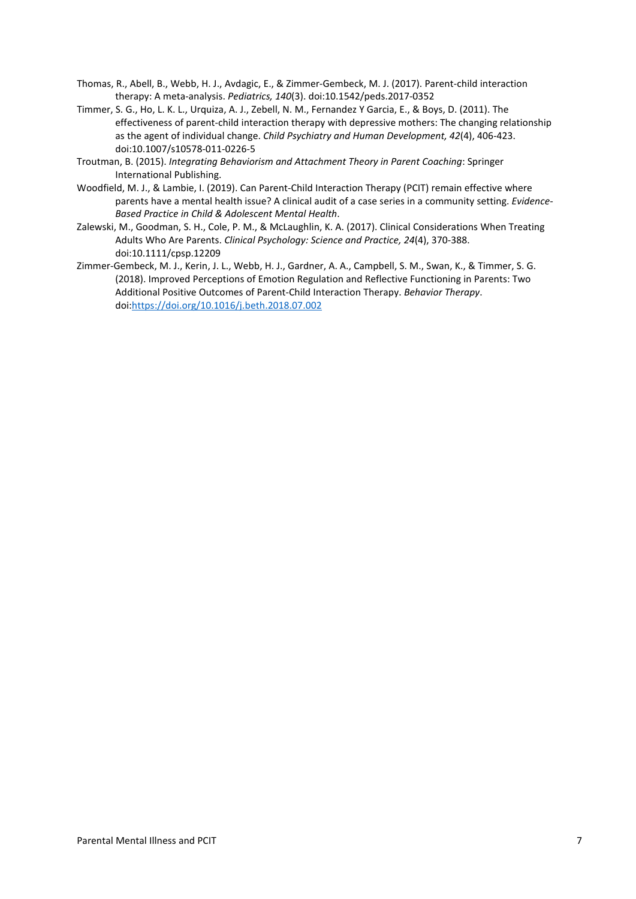Thomas, R., Abell, B., Webb, H. J., Avdagic, E., & Zimmer-Gembeck, M. J. (2017). Parent-child interaction therapy: A meta-analysis. *Pediatrics, 140*(3). doi:10.1542/peds.2017-0352

Timmer, S. G., Ho, L. K. L., Urquiza, A. J., Zebell, N. M., Fernandez Y Garcia, E., & Boys, D. (2011). The effectiveness of parent-child interaction therapy with depressive mothers: The changing relationship as the agent of individual change. *Child Psychiatry and Human Development, 42*(4), 406-423. doi:10.1007/s10578-011-0226-5

Troutman, B. (2015). *Integrating Behaviorism and Attachment Theory in Parent Coaching*: Springer International Publishing.

Woodfield, M. J., & Lambie, I. (2019). Can Parent-Child Interaction Therapy (PCIT) remain effective where parents have a mental health issue? A clinical audit of a case series in a community setting. *Evidence-Based Practice in Child & Adolescent Mental Health*.

Zalewski, M., Goodman, S. H., Cole, P. M., & McLaughlin, K. A. (2017). Clinical Considerations When Treating Adults Who Are Parents. *Clinical Psychology: Science and Practice, 24*(4), 370-388. doi:10.1111/cpsp.12209

Zimmer-Gembeck, M. J., Kerin, J. L., Webb, H. J., Gardner, A. A., Campbell, S. M., Swan, K., & Timmer, S. G. (2018). Improved Perceptions of Emotion Regulation and Reflective Functioning in Parents: Two Additional Positive Outcomes of Parent-Child Interaction Therapy. *Behavior Therapy*. doi:https://doi.org/10.1016/j.beth.2018.07.002